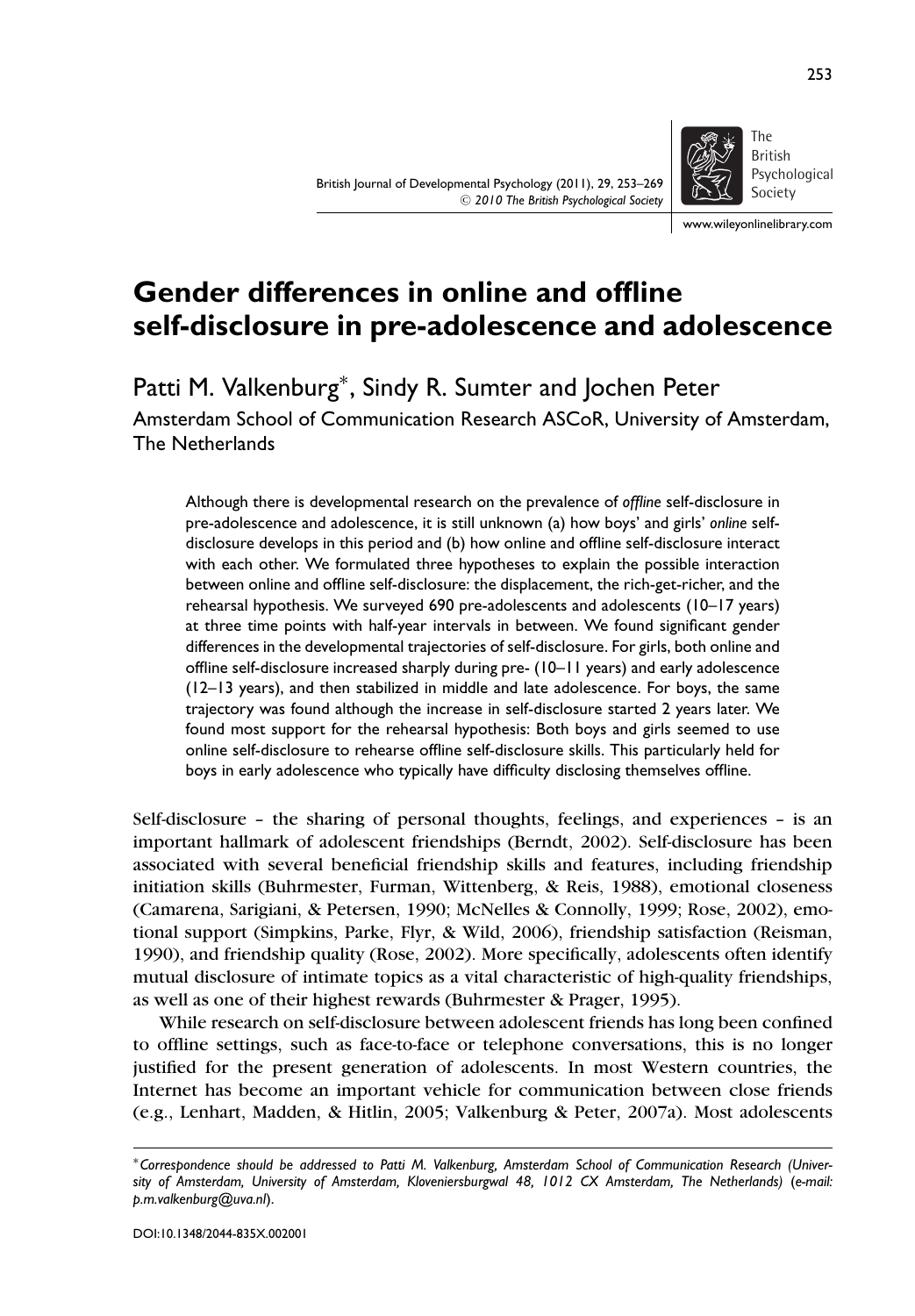# Gender differences in online and offline self-disclosure in pre-adolescence and adolescence

Patti M. Valkenburg*, Sindy R. Sumter and Jochen Peter

Amsterdam School of Communication Research ASCoR, University of Amsterdam, The Netherlands

Although there is developmental research on the prevalence of *offline* self-disclosure in pre-adolescence and adolescence, it is still unknown (a) how boys' and girls' *online* self-disclosure develops in this period and (b) how online and offline self-disclosure interact with each other. We formulated three hypotheses to explain the possible interaction between online and offline self-disclosure: the displacement, the rich-get-richer, and the rehearsal hypothesis. We surveyed 690 pre-adolescents and adolescents (10–17 years) at three time points with half-year intervals in between. We found significant gender differences in the developmental trajectories of self-disclosure. For girls, both online and offline self-disclosure increased sharply during pre- (10–11 years) and early adolescence (12–13 years), and then stabilized in middle and late adolescence. For boys, the same trajectory was found although the increase in self-disclosure started 2 years later. We found most support for the rehearsal hypothesis: Both boys and girls seemed to use online self-disclosure to rehearse offline self-disclosure skills. This particularly held for boys in early adolescence who typically have difficulty disclosing themselves offline.

Self-disclosure – the sharing of personal thoughts, feelings, and experiences – is an important hallmark of adolescent friendships (Berndt, 2002). Self-disclosure has been associated with several beneficial friendship skills and features, including friendship initiation skills (Buhrmester, Furman, Wittenberg, & Reis, 1988), emotional closeness (Camarena, Sarigiani, & Petersen, 1990; McNelles & Connolly, 1999; Rose, 2002), emotional support (Simpkins, Parke, Flyr, & Wild, 2006), friendship satisfaction (Reisman, 1990), and friendship quality (Rose, 2002). More specifically, adolescents often identify mutual disclosure of intimate topics as a vital characteristic of high-quality friendships, as well as one of their highest rewards (Buhrmester & Prager, 1995).

While research on self-disclosure between adolescent friends has long been confined to offline settings, such as face-to-face or telephone conversations, this is no longer justified for the present generation of adolescents. In most Western countries, the Internet has become an important vehicle for communication between close friends (e.g., Lenhart, Madden, & Hitlin, 2005; Valkenburg & Peter, 2007a). Most adolescents

*Correspondence should be addressed to Patti M. Valkenburg, Amsterdam School of Communication Research (University of Amsterdam, University of Amsterdam, Kloveniersburgwal 48, 1012 CX Amsterdam, The Netherlands) (e-mail: p.m.valkenburg@uva.nl).*

DOI:10.1348/2044-835X.002001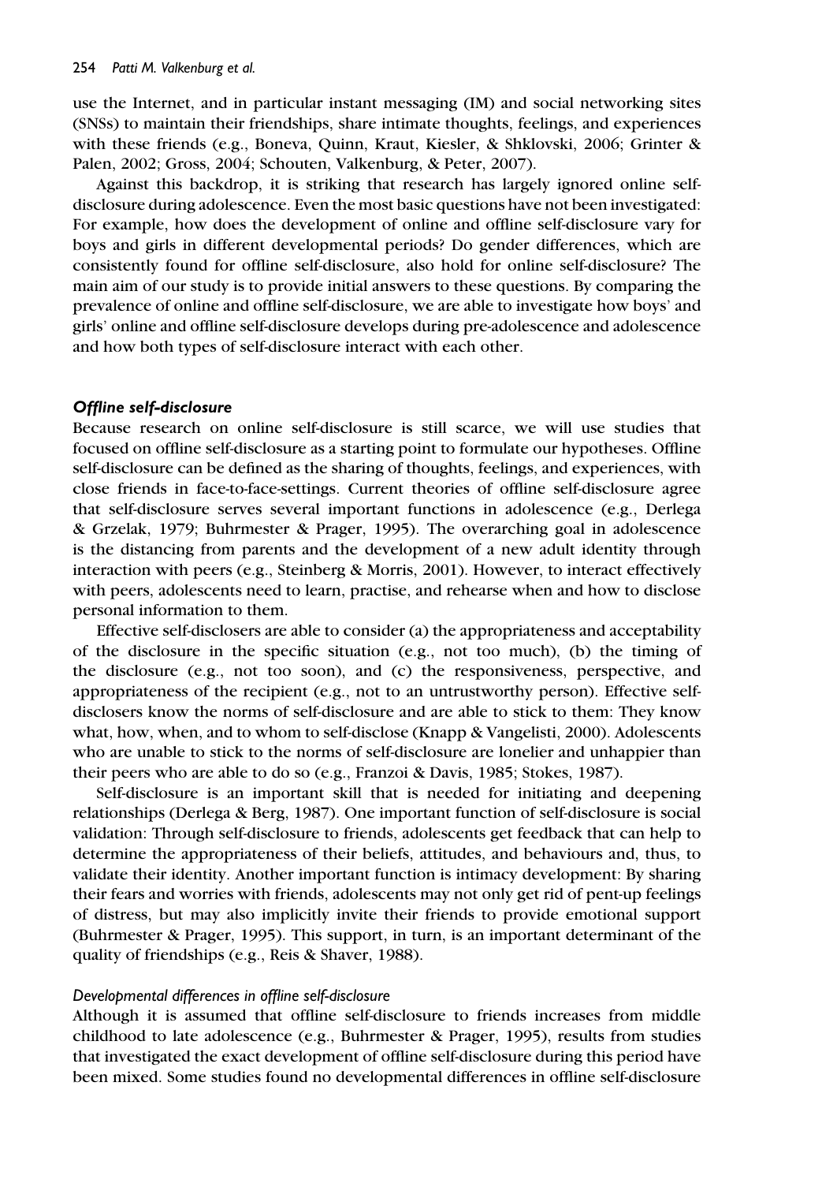use the Internet, and in particular instant messaging (IM) and social networking sites (SNSs) to maintain their friendships, share intimate thoughts, feelings, and experiences with these friends (e.g., Boneva, Quinn, Kraut, Kiesler, & Shklovski, 2006; Grinter & Palen, 2002; Gross, 2004; Schouten, Valkenburg, & Peter, 2007).

Against this backdrop, it is striking that research has largely ignored online self-disclosure during adolescence. Even the most basic questions have not been investigated: For example, how does the development of online and offline self-disclosure vary for boys and girls in different developmental periods? Do gender differences, which are consistently found for offline self-disclosure, also hold for online self-disclosure? The main aim of our study is to provide initial answers to these questions. By comparing the prevalence of online and offline self-disclosure, we are able to investigate how boys' and girls' online and offline self-disclosure develops during pre-adolescence and adolescence and how both types of self-disclosure interact with each other.

### *Offline self-disclosure*

Because research on online self-disclosure is still scarce, we will use studies that focused on offline self-disclosure as a starting point to formulate our hypotheses. Offline self-disclosure can be defined as the sharing of thoughts, feelings, and experiences, with close friends in face-to-face-settings. Current theories of offline self-disclosure agree that self-disclosure serves several important functions in adolescence (e.g., Derlega & Grzelak, 1979; Buhrmester & Prager, 1995). The overarching goal in adolescence is the distancing from parents and the development of a new adult identity through interaction with peers (e.g., Steinberg & Morris, 2001). However, to interact effectively with peers, adolescents need to learn, practise, and rehearse when and how to disclose personal information to them.

Effective self-disclosers are able to consider (a) the appropriateness and acceptability of the disclosure in the specific situation (e.g., not too much), (b) the timing of the disclosure (e.g., not too soon), and (c) the responsiveness, perspective, and appropriateness of the recipient (e.g., not to an untrustworthy person). Effective self-disclosers know the norms of self-disclosure and are able to stick to them: They know what, how, when, and to whom to self-disclose (Knapp & Vangelisti, 2000). Adolescents who are unable to stick to the norms of self-disclosure are lonelier and unhappier than their peers who are able to do so (e.g., Franzoi & Davis, 1985; Stokes, 1987).

Self-disclosure is an important skill that is needed for initiating and deepening relationships (Derlega & Berg, 1987). One important function of self-disclosure is social validation: Through self-disclosure to friends, adolescents get feedback that can help to determine the appropriateness of their beliefs, attitudes, and behaviours and, thus, to validate their identity. Another important function is intimacy development: By sharing their fears and worries with friends, adolescents may not only get rid of pent-up feelings of distress, but may also implicitly invite their friends to provide emotional support (Buhrmester & Prager, 1995). This support, in turn, is an important determinant of the quality of friendships (e.g., Reis & Shaver, 1988).

#### *Developmental differences in offline self-disclosure*

Although it is assumed that offline self-disclosure to friends increases from middle childhood to late adolescence (e.g., Buhrmester & Prager, 1995), results from studies that investigated the exact development of offline self-disclosure during this period have been mixed. Some studies found no developmental differences in offline self-disclosure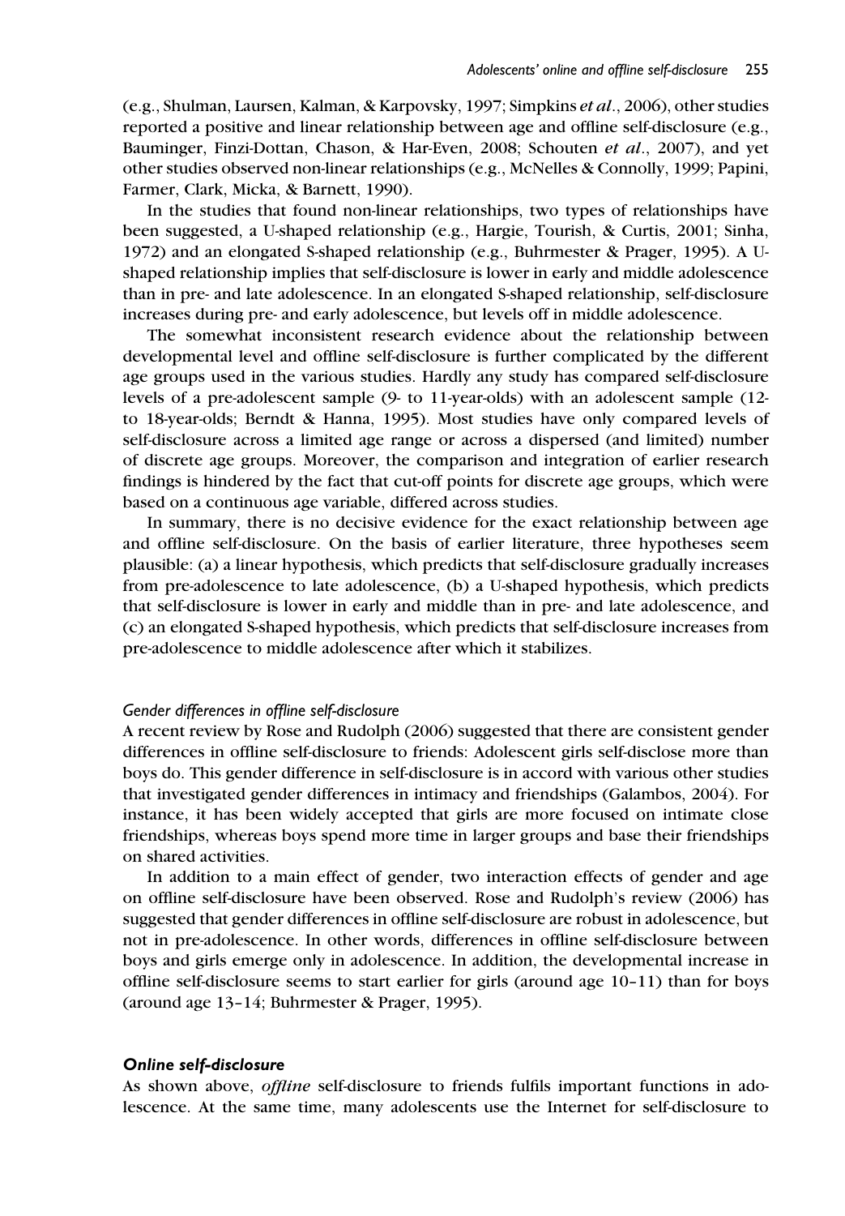(e.g., Shulman, Laursen, Kalman, & Karpovsky, 1997; Simpkins *et al*., 2006), other studies reported a positive and linear relationship between age and offline self-disclosure (e.g., Bauminger, Finzi-Dottan, Chason, & Har-Even, 2008; Schouten *et al*., 2007), and yet other studies observed non-linear relationships (e.g., McNelles & Connolly, 1999; Papini, Farmer, Clark, Micka, & Barnett, 1990).

In the studies that found non-linear relationships, two types of relationships have been suggested, a U-shaped relationship (e.g., Hargie, Tourish, & Curtis, 2001; Sinha, 1972) and an elongated S-shaped relationship (e.g., Buhrmester & Prager, 1995). A U-shaped relationship implies that self-disclosure is lower in early and middle adolescence than in pre- and late adolescence. In an elongated S-shaped relationship, self-disclosure increases during pre- and early adolescence, but levels off in middle adolescence.

The somewhat inconsistent research evidence about the relationship between developmental level and offline self-disclosure is further complicated by the different age groups used in the various studies. Hardly any study has compared self-disclosure levels of a pre-adolescent sample (9- to 11-year-olds) with an adolescent sample (12- to 18-year-olds; Berndt & Hanna, 1995). Most studies have only compared levels of self-disclosure across a limited age range or across a dispersed (and limited) number of discrete age groups. Moreover, the comparison and integration of earlier research findings is hindered by the fact that cut-off points for discrete age groups, which were based on a continuous age variable, differed across studies.

In summary, there is no decisive evidence for the exact relationship between age and offline self-disclosure. On the basis of earlier literature, three hypotheses seem plausible: (a) a linear hypothesis, which predicts that self-disclosure gradually increases from pre-adolescence to late adolescence, (b) a U-shaped hypothesis, which predicts that self-disclosure is lower in early and middle than in pre- and late adolescence, and (c) an elongated S-shaped hypothesis, which predicts that self-disclosure increases from pre-adolescence to middle adolescence after which it stabilizes.

#### *Gender differences in offline self-disclosure*

A recent review by Rose and Rudolph (2006) suggested that there are consistent gender differences in offline self-disclosure to friends: Adolescent girls self-disclose more than boys do. This gender difference in self-disclosure is in accord with various other studies that investigated gender differences in intimacy and friendships (Galambos, 2004). For instance, it has been widely accepted that girls are more focused on intimate close friendships, whereas boys spend more time in larger groups and base their friendships on shared activities.

In addition to a main effect of gender, two interaction effects of gender and age on offline self-disclosure have been observed. Rose and Rudolph's review (2006) has suggested that gender differences in offline self-disclosure are robust in adolescence, but not in pre-adolescence. In other words, differences in offline self-disclosure between boys and girls emerge only in adolescence. In addition, the developmental increase in offline self-disclosure seems to start earlier for girls (around age 10–11) than for boys (around age 13–14; Buhrmester & Prager, 1995).

### ***Online self-disclosure***

As shown above, *offline* self-disclosure to friends fulfils important functions in adolescence. At the same time, many adolescents use the Internet for self-disclosure to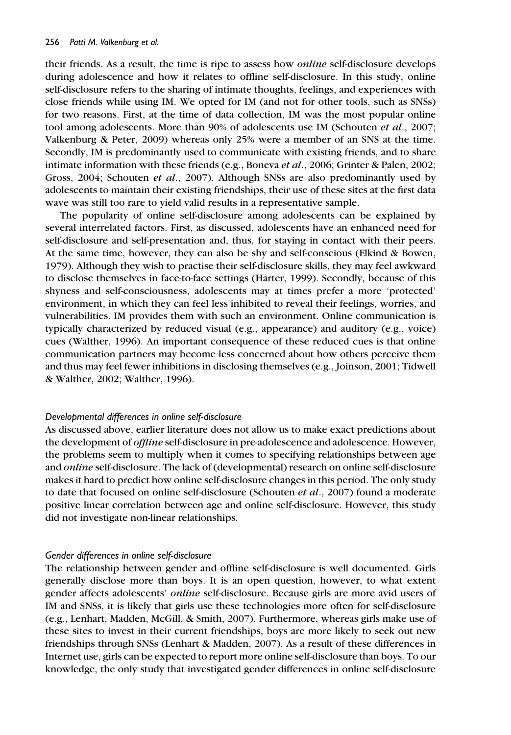their friends. As a result, the time is ripe to assess how *online* self-disclosure develops during adolescence and how it relates to offline self-disclosure. In this study, online self-disclosure refers to the sharing of intimate thoughts, feelings, and experiences with close friends while using IM. We opted for IM (and not for other tools, such as SNSs) for two reasons. First, at the time of data collection, IM was the most popular online tool among adolescents. More than 90% of adolescents use IM (Schouten *et al*., 2007; Valkenburg & Peter, 2009) whereas only 25% were a member of an SNS at the time. Secondly, IM is predominantly used to communicate with existing friends, and to share intimate information with these friends (e.g., Boneva *et al*., 2006; Grinter & Palen, 2002; Gross, 2004; Schouten *et al*., 2007). Although SNSs are also predominantly used by adolescents to maintain their existing friendships, their use of these sites at the first data wave was still too rare to yield valid results in a representative sample.

The popularity of online self-disclosure among adolescents can be explained by several interrelated factors. First, as discussed, adolescents have an enhanced need for self-disclosure and self-presentation and, thus, for staying in contact with their peers. At the same time, however, they can also be shy and self-conscious (Elkind & Bowen, 1979). Although they wish to practise their self-disclosure skills, they may feel awkward to disclose themselves in face-to-face settings (Harter, 1999). Secondly, because of this shyness and self-consciousness, adolescents may at times prefer a more 'protected' environment, in which they can feel less inhibited to reveal their feelings, worries, and vulnerabilities. IM provides them with such an environment. Online communication is typically characterized by reduced visual (e.g., appearance) and auditory (e.g., voice) cues (Walther, 1996). An important consequence of these reduced cues is that online communication partners may become less concerned about how others perceive them and thus may feel fewer inhibitions in disclosing themselves (e.g., Joinson, 2001; Tidwell & Walther, 2002; Walther, 1996).

### *Developmental differences in online self-disclosure*

As discussed above, earlier literature does not allow us to make exact predictions about the development of *offline* self-disclosure in pre-adolescence and adolescence. However, the problems seem to multiply when it comes to specifying relationships between age and *online* self-disclosure. The lack of (developmental) research on online self-disclosure makes it hard to predict how online self-disclosure changes in this period. The only study to date that focused on online self-disclosure (Schouten *et al*., 2007) found a moderate positive linear correlation between age and online self-disclosure. However, this study did not investigate non-linear relationships.

### *Gender differences in online self-disclosure*

The relationship between gender and offline self-disclosure is well documented. Girls generally disclose more than boys. It is an open question, however, to what extent gender affects adolescents' *online* self-disclosure. Because girls are more avid users of IM and SNSs, it is likely that girls use these technologies more often for self-disclosure (e.g., Lenhart, Madden, McGill, & Smith, 2007). Furthermore, whereas girls make use of these sites to invest in their current friendships, boys are more likely to seek out new friendships through SNSs (Lenhart & Madden, 2007). As a result of these differences in Internet use, girls can be expected to report more online self-disclosure than boys. To our knowledge, the only study that investigated gender differences in online self-disclosure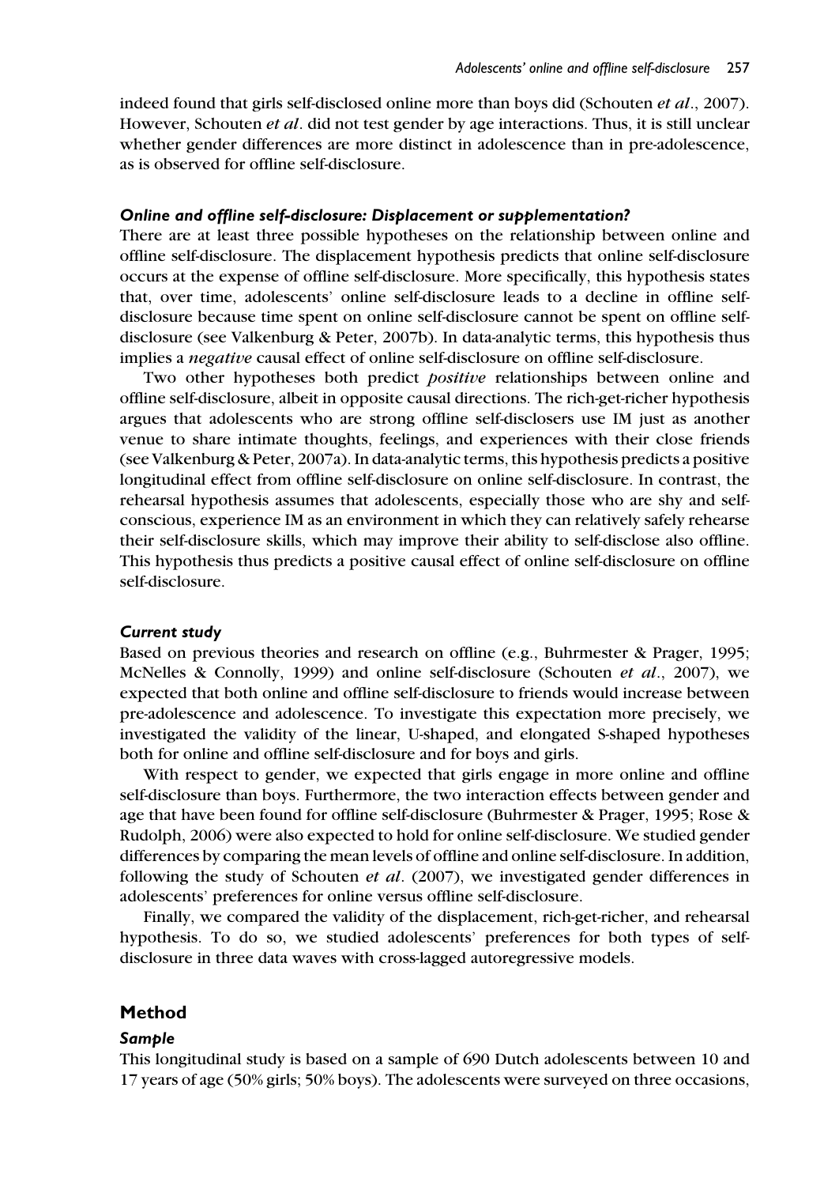indeed found that girls self-disclosed online more than boys did (Schouten *et al*., 2007). However, Schouten *et al*. did not test gender by age interactions. Thus, it is still unclear whether gender differences are more distinct in adolescence than in pre-adolescence, as is observed for offline self-disclosure.

### *Online and offline self-disclosure: Displacement or supplementation?*

There are at least three possible hypotheses on the relationship between online and offline self-disclosure. The displacement hypothesis predicts that online self-disclosure occurs at the expense of offline self-disclosure. More specifically, this hypothesis states that, over time, adolescents' online self-disclosure leads to a decline in offline self-disclosure because time spent on online self-disclosure cannot be spent on offline self-disclosure (see Valkenburg & Peter, 2007b). In data-analytic terms, this hypothesis thus implies a *negative* causal effect of online self-disclosure on offline self-disclosure.

Two other hypotheses both predict *positive* relationships between online and offline self-disclosure, albeit in opposite causal directions. The rich-get-richer hypothesis argues that adolescents who are strong offline self-disclosers use IM just as another venue to share intimate thoughts, feelings, and experiences with their close friends (see Valkenburg & Peter, 2007a). In data-analytic terms, this hypothesis predicts a positive longitudinal effect from offline self-disclosure on online self-disclosure. In contrast, the rehearsal hypothesis assumes that adolescents, especially those who are shy and self-conscious, experience IM as an environment in which they can relatively safely rehearse their self-disclosure skills, which may improve their ability to self-disclose also offline. This hypothesis thus predicts a positive causal effect of online self-disclosure on offline self-disclosure.

### *Current study*

Based on previous theories and research on offline (e.g., Buhrmester & Prager, 1995; McNelles & Connolly, 1999) and online self-disclosure (Schouten *et al*., 2007), we expected that both online and offline self-disclosure to friends would increase between pre-adolescence and adolescence. To investigate this expectation more precisely, we investigated the validity of the linear, U-shaped, and elongated S-shaped hypotheses both for online and offline self-disclosure and for boys and girls.

With respect to gender, we expected that girls engage in more online and offline self-disclosure than boys. Furthermore, the two interaction effects between gender and age that have been found for offline self-disclosure (Buhrmester & Prager, 1995; Rose & Rudolph, 2006) were also expected to hold for online self-disclosure. We studied gender differences by comparing the mean levels of offline and online self-disclosure. In addition, following the study of Schouten *et al*. (2007), we investigated gender differences in adolescents' preferences for online versus offline self-disclosure.

Finally, we compared the validity of the displacement, rich-get-richer, and rehearsal hypothesis. To do so, we studied adolescents' preferences for both types of self-disclosure in three data waves with cross-lagged autoregressive models.

## Method

### *Sample*

This longitudinal study is based on a sample of 690 Dutch adolescents between 10 and 17 years of age (50% girls; 50% boys). The adolescents were surveyed on three occasions,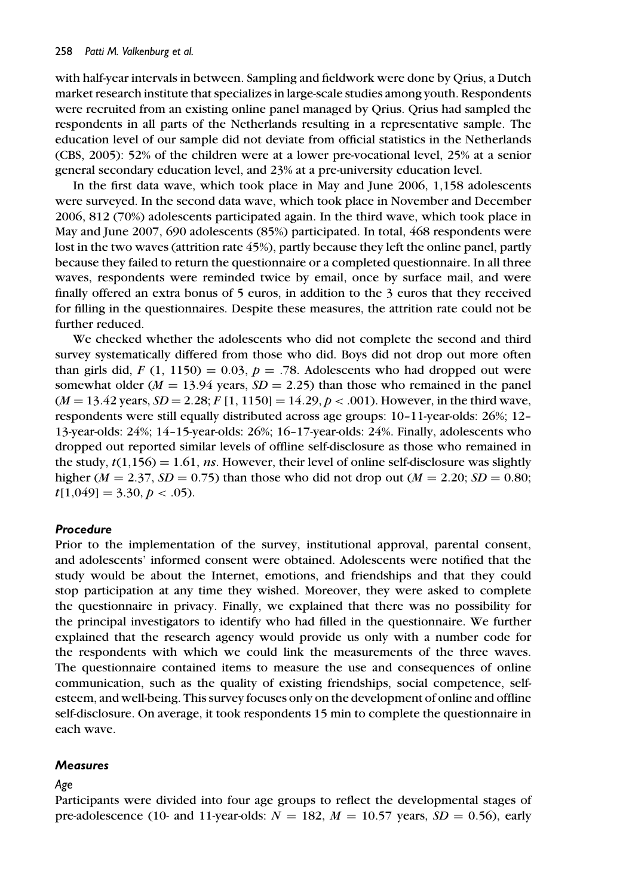with half-year intervals in between. Sampling and fieldwork were done by Qrius, a Dutch market research institute that specializes in large-scale studies among youth. Respondents were recruited from an existing online panel managed by Qrius. Qrius had sampled the respondents in all parts of the Netherlands resulting in a representative sample. The education level of our sample did not deviate from official statistics in the Netherlands (CBS, 2005): 52% of the children were at a lower pre-vocational level, 25% at a senior general secondary education level, and 23% at a pre-university education level.

In the first data wave, which took place in May and June 2006, 1,158 adolescents were surveyed. In the second data wave, which took place in November and December 2006, 812 (70%) adolescents participated again. In the third wave, which took place in May and June 2007, 690 adolescents (85%) participated. In total, 468 respondents were lost in the two waves (attrition rate 45%), partly because they left the online panel, partly because they failed to return the questionnaire or a completed questionnaire. In all three waves, respondents were reminded twice by email, once by surface mail, and were finally offered an extra bonus of 5 euros, in addition to the 3 euros that they received for filling in the questionnaires. Despite these measures, the attrition rate could not be further reduced.

We checked whether the adolescents who did not complete the second and third survey systematically differed from those who did. Boys did not drop out more often than girls did, $F$ (1, 1150) $= 0.03$, $p = .78$. Adolescents who had dropped out were somewhat older ($M = 13.94$ years, $SD = 2.25$) than those who remained in the panel ($M = 13.42$ years, $SD = 2.28$; $F$ [1, 1150] $= 14.29$, $p < .001$). However, in the third wave, respondents were still equally distributed across age groups: 10–11-year-olds: 26%; 12–13-year-olds: 24%; 14–15-year-olds: 26%; 16–17-year-olds: 24%. Finally, adolescents who dropped out reported similar levels of offline self-disclosure as those who remained in the study, $t(1{,}156) = 1.61$, *ns*. However, their level of online self-disclosure was slightly higher ($M = 2.37$, $SD = 0.75$) than those who did not drop out ($M = 2.20$; $SD = 0.80$; $t[1{,}049] = 3.30$, $p < .05$).

### *Procedure*

Prior to the implementation of the survey, institutional approval, parental consent, and adolescents' informed consent were obtained. Adolescents were notified that the study would be about the Internet, emotions, and friendships and that they could stop participation at any time they wished. Moreover, they were asked to complete the questionnaire in privacy. Finally, we explained that there was no possibility for the principal investigators to identify who had filled in the questionnaire. We further explained that the research agency would provide us only with a number code for the respondents with which we could link the measurements of the three waves. The questionnaire contained items to measure the use and consequences of online communication, such as the quality of existing friendships, social competence, self-esteem, and well-being. This survey focuses only on the development of online and offline self-disclosure. On average, it took respondents 15 min to complete the questionnaire in each wave.

### *Measures*

#### *Age*

Participants were divided into four age groups to reflect the developmental stages of pre-adolescence (10- and 11-year-olds: $N = 182$, $M = 10.57$ years, $SD = 0.56$), early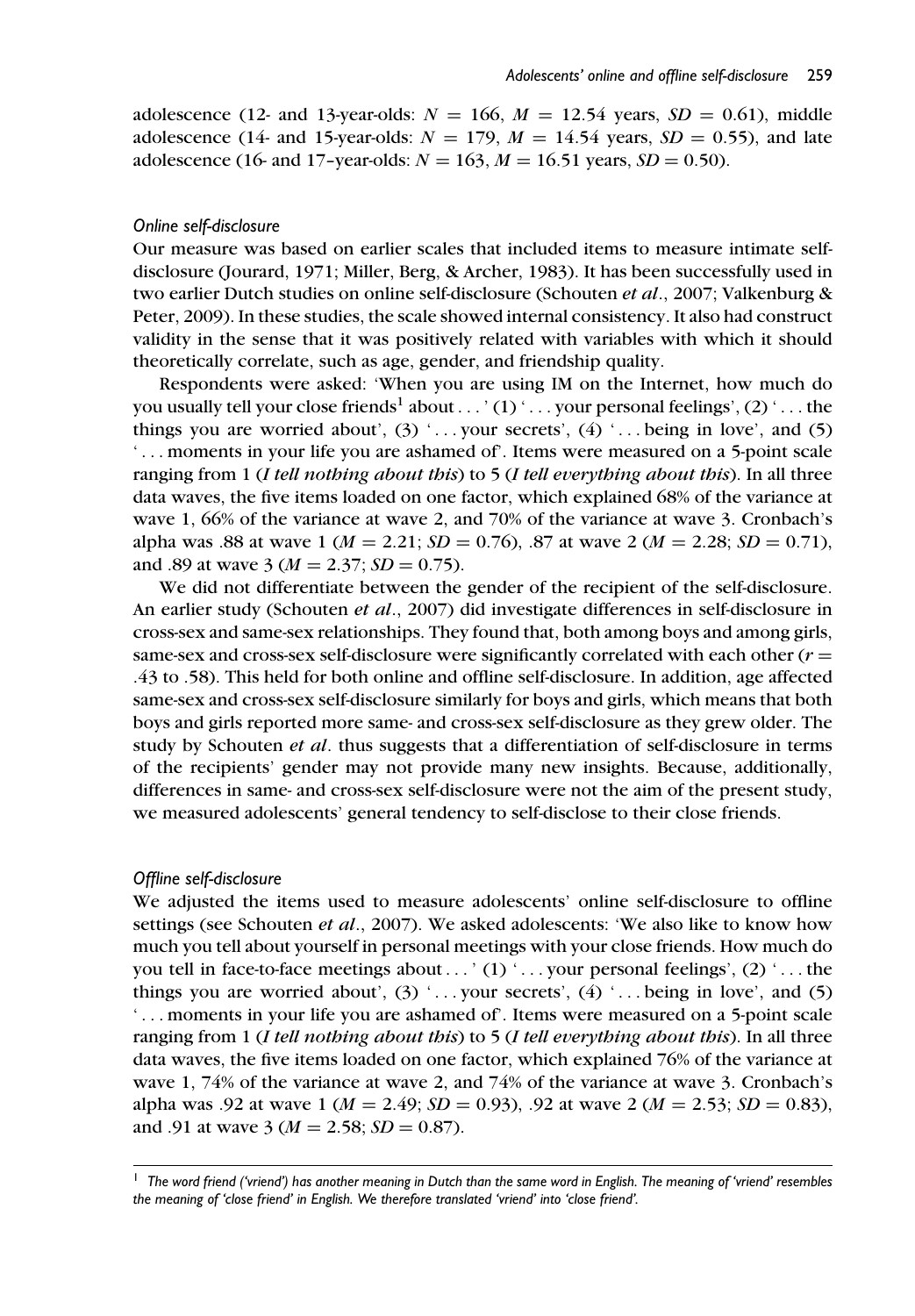adolescence (12- and 13-year-olds: $N = 166$, $M = 12.54$ years, $SD = 0.61$), middle adolescence (14- and 15-year-olds: $N = 179$, $M = 14.54$ years, $SD = 0.55$), and late adolescence (16- and 17-year-olds: $N = 163$, $M = 16.51$ years, $SD = 0.50$).

### *Online self-disclosure*

Our measure was based on earlier scales that included items to measure intimate self-disclosure (Jourard, 1971; Miller, Berg, & Archer, 1983). It has been successfully used in two earlier Dutch studies on online self-disclosure (Schouten *et al*., 2007; Valkenburg & Peter, 2009). In these studies, the scale showed internal consistency. It also had construct validity in the sense that it was positively related with variables with which it should theoretically correlate, such as age, gender, and friendship quality.

Respondents were asked: 'When you are using IM on the Internet, how much do you usually tell your close friends[1] about . . . ' (1) ' . . . your personal feelings', (2) ' . . . the things you are worried about', (3) ' . . . your secrets', (4) ' . . . being in love', and (5) ' . . . moments in your life you are ashamed of'. Items were measured on a 5-point scale ranging from 1 (*I tell nothing about this*) to 5 (*I tell everything about this*). In all three data waves, the five items loaded on one factor, which explained 68% of the variance at wave 1, 66% of the variance at wave 2, and 70% of the variance at wave 3. Cronbach's alpha was .88 at wave 1 ($M = 2.21$; $SD = 0.76$), .87 at wave 2 ($M = 2.28$; $SD = 0.71$), and .89 at wave 3 ($M = 2.37$; $SD = 0.75$).

We did not differentiate between the gender of the recipient of the self-disclosure. An earlier study (Schouten *et al*., 2007) did investigate differences in self-disclosure in cross-sex and same-sex relationships. They found that, both among boys and among girls, same-sex and cross-sex self-disclosure were significantly correlated with each other ($r =$ .43 to .58). This held for both online and offline self-disclosure. In addition, age affected same-sex and cross-sex self-disclosure similarly for boys and girls, which means that both boys and girls reported more same- and cross-sex self-disclosure as they grew older. The study by Schouten *et al*. thus suggests that a differentiation of self-disclosure in terms of the recipients' gender may not provide many new insights. Because, additionally, differences in same- and cross-sex self-disclosure were not the aim of the present study, we measured adolescents' general tendency to self-disclose to their close friends.

### *Offline self-disclosure*

We adjusted the items used to measure adolescents' online self-disclosure to offline settings (see Schouten *et al*., 2007). We asked adolescents: 'We also like to know how much you tell about yourself in personal meetings with your close friends. How much do you tell in face-to-face meetings about . . . ' (1) ' . . . your personal feelings', (2) ' . . . the things you are worried about', (3) ' . . . your secrets', (4) ' . . . being in love', and (5) ' . . . moments in your life you are ashamed of'. Items were measured on a 5-point scale ranging from 1 (*I tell nothing about this*) to 5 (*I tell everything about this*). In all three data waves, the five items loaded on one factor, which explained 76% of the variance at wave 1, 74% of the variance at wave 2, and 74% of the variance at wave 3. Cronbach's alpha was .92 at wave 1 ($M = 2.49$; $SD = 0.93$), .92 at wave 2 ($M = 2.53$; $SD = 0.83$), and .91 at wave 3 ($M = 2.58$; $SD = 0.87$).

---

[1] *The word friend ('vriend') has another meaning in Dutch than the same word in English. The meaning of 'vriend' resembles the meaning of 'close friend' in English. We therefore translated 'vriend' into 'close friend'.*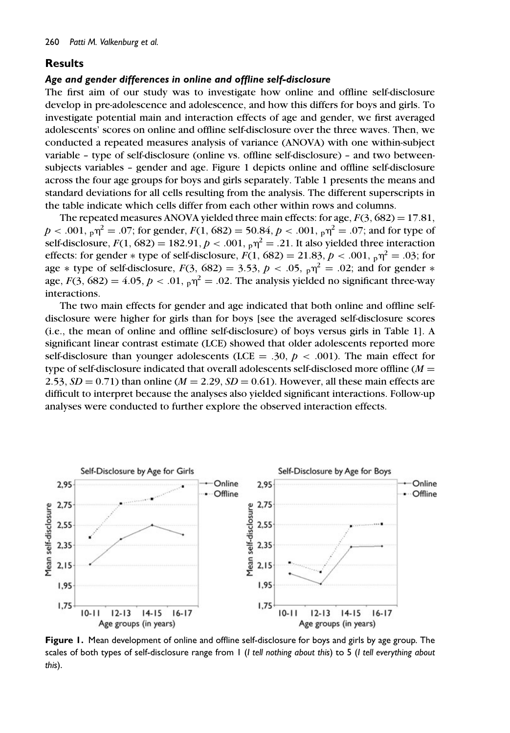## Results

### *Age and gender differences in online and offline self-disclosure*

The first aim of our study was to investigate how online and offline self-disclosure develop in pre-adolescence and adolescence, and how this differs for boys and girls. To investigate potential main and interaction effects of age and gender, we first averaged adolescents' scores on online and offline self-disclosure over the three waves. Then, we conducted a repeated measures analysis of variance (ANOVA) with one within-subject variable – type of self-disclosure (online vs. offline self-disclosure) – and two between-subjects variables – gender and age. Figure 1 depicts online and offline self-disclosure across the four age groups for boys and girls separately. Table 1 presents the means and standard deviations for all cells resulting from the analysis. The different superscripts in the table indicate which cells differ from each other within rows and columns.

The repeated measures ANOVA yielded three main effects: for age, $F(3, 682) = 17.81$, $p < .001$, ${}_{p}\eta^2 = .07$; for gender, $F(1, 682) = 50.84$, $p < .001$, ${}_{p}\eta^2 = .07$; and for type of self-disclosure, $F(1, 682) = 182.91$, $p < .001$, ${}_{p}\eta^2 = .21$. It also yielded three interaction effects: for gender * type of self-disclosure, $F(1, 682) = 21.83$, $p < .001$, ${}_{p}\eta^2 = .03$; for age * type of self-disclosure, $F(3, 682) = 3.53$, $p < .05$, ${}_{p}\eta^2 = .02$; and for gender * age, $F(3, 682) = 4.05$, $p < .01$, ${}_{p}\eta^2 = .02$. The analysis yielded no significant three-way interactions.

The two main effects for gender and age indicated that both online and offline self-disclosure were higher for girls than for boys [see the averaged self-disclosure scores (i.e., the mean of online and offline self-disclosure) of boys versus girls in Table 1]. A significant linear contrast estimate (LCE) showed that older adolescents reported more self-disclosure than younger adolescents (LCE = .30, $p < .001$). The main effect for type of self-disclosure indicated that overall adolescents self-disclosed more offline ($M = 2.53$, $SD = 0.71$) than online ($M = 2.29$, $SD = 0.61$). However, all these main effects are difficult to interpret because the analyses also yielded significant interactions. Follow-up analyses were conducted to further explore the observed interaction effects.

**Figure 1.** Mean development of online and offline self-disclosure for boys and girls by age group. The scales of both types of self-disclosure range from 1 (*I tell nothing about this*) to 5 (*I tell everything about this*).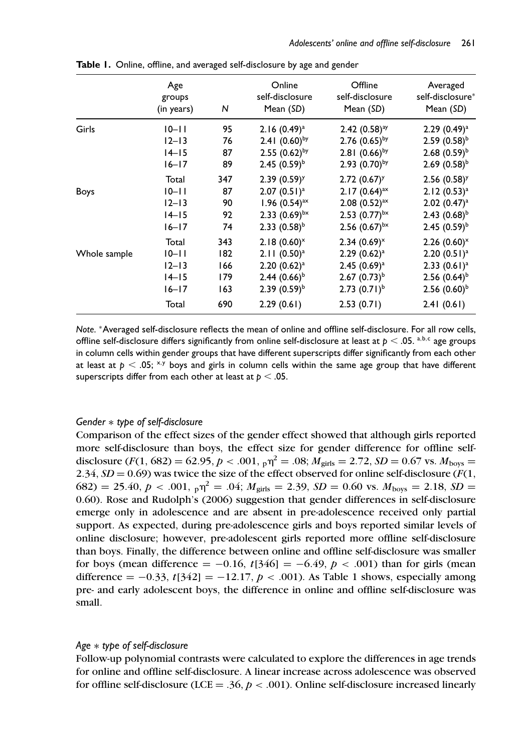**Table 1.** Online, offline, and averaged self-disclosure by age and gender

| | Age groups (in years) | N | Online self-disclosure Mean (SD) | Offline self-disclosure Mean (SD) | Averaged self-disclosure* Mean (SD) |
|---|---|---|---|---|---|
| Girls | 10–11 | 95 | 2.16 (0.49)[a] | 2.42 (0.58)[ay] | 2.29 (0.49)[a] |
| | 12–13 | 76 | 2.41 (0.60)[by] | 2.76 (0.65)[by] | 2.59 (0.58)[b] |
| | 14–15 | 87 | 2.55 (0.62)[by] | 2.81 (0.66)[by] | 2.68 (0.59)[b] |
| | 16–17 | 89 | 2.45 (0.59)[b] | 2.93 (0.70)[by] | 2.69 (0.58)[b] |
| | Total | 347 | 2.39 (0.59)[y] | 2.72 (0.67)[y] | 2.56 (0.58)[y] |
| Boys | 10–11 | 87 | 2.07 (0.51)[a] | 2.17 (0.64)[ax] | 2.12 (0.53)[a] |
| | 12–13 | 90 | 1.96 (0.54)[ax] | 2.08 (0.52)[ax] | 2.02 (0.47)[a] |
| | 14–15 | 92 | 2.33 (0.69)[bx] | 2.53 (0.77)[bx] | 2.43 (0.68)[b] |
| | 16–17 | 74 | 2.33 (0.58)[b] | 2.56 (0.67)[bx] | 2.45 (0.59)[b] |
| | Total | 343 | 2.18 (0.60)[x] | 2.34 (0.69)[x] | 2.26 (0.60)[x] |
| Whole sample | 10–11 | 182 | 2.11 (0.50)[a] | 2.29 (0.62)[a] | 2.20 (0.51)[a] |
| | 12–13 | 166 | 2.20 (0.62)[a] | 2.45 (0.69)[a] | 2.33 (0.61)[a] |
| | 14–15 | 179 | 2.44 (0.66)[b] | 2.67 (0.73)[b] | 2.56 (0.64)[b] |
| | 16–17 | 163 | 2.39 (0.59)[b] | 2.73 (0.71)[b] | 2.56 (0.60)[b] |
| | Total | 690 | 2.29 (0.61) | 2.53 (0.71) | 2.41 (0.61) |

*Note.* *Averaged self-disclosure reflects the mean of online and offline self-disclosure. For all row cells, offline self-disclosure differs significantly from online self-disclosure at least at $p < .05$. [a,b,c] age groups in column cells within gender groups that have different superscripts differ significantly from each other at least at $p < .05$; [x,y] boys and girls in column cells within the same age group that have different superscripts differ from each other at least at $p < .05$.

### *Gender * type of self-disclosure*

Comparison of the effect sizes of the gender effect showed that although girls reported more self-disclosure than boys, the effect size for gender difference for offline self-disclosure ($F(1, 682) = 62.95$, $p < .001$, ${}_{p}\eta^2 = .08$; $M_{\text{girls}} = 2.72$, $SD = 0.67$ vs. $M_{\text{boys}} = 2.34$, $SD = 0.69$) was twice the size of the effect observed for online self-disclosure ($F(1, 682) = 25.40$, $p < .001$, ${}_{p}\eta^2 = .04$; $M_{\text{girls}} = 2.39$, $SD = 0.60$ vs. $M_{\text{boys}} = 2.18$, $SD = 0.60$). Rose and Rudolph's (2006) suggestion that gender differences in self-disclosure emerge only in adolescence and are absent in pre-adolescence received only partial support. As expected, during pre-adolescence girls and boys reported similar levels of online disclosure; however, pre-adolescent girls reported more offline self-disclosure than boys. Finally, the difference between online and offline self-disclosure was smaller for boys (mean difference $= -0.16$, $t[346] = -6.49$, $p < .001$) than for girls (mean difference $= -0.33$, $t[342] = -12.17$, $p < .001$). As Table 1 shows, especially among pre- and early adolescent boys, the difference in online and offline self-disclosure was small.

### *Age * type of self-disclosure*

Follow-up polynomial contrasts were calculated to explore the differences in age trends for online and offline self-disclosure. A linear increase across adolescence was observed for offline self-disclosure (LCE $= .36$, $p < .001$). Online self-disclosure increased linearly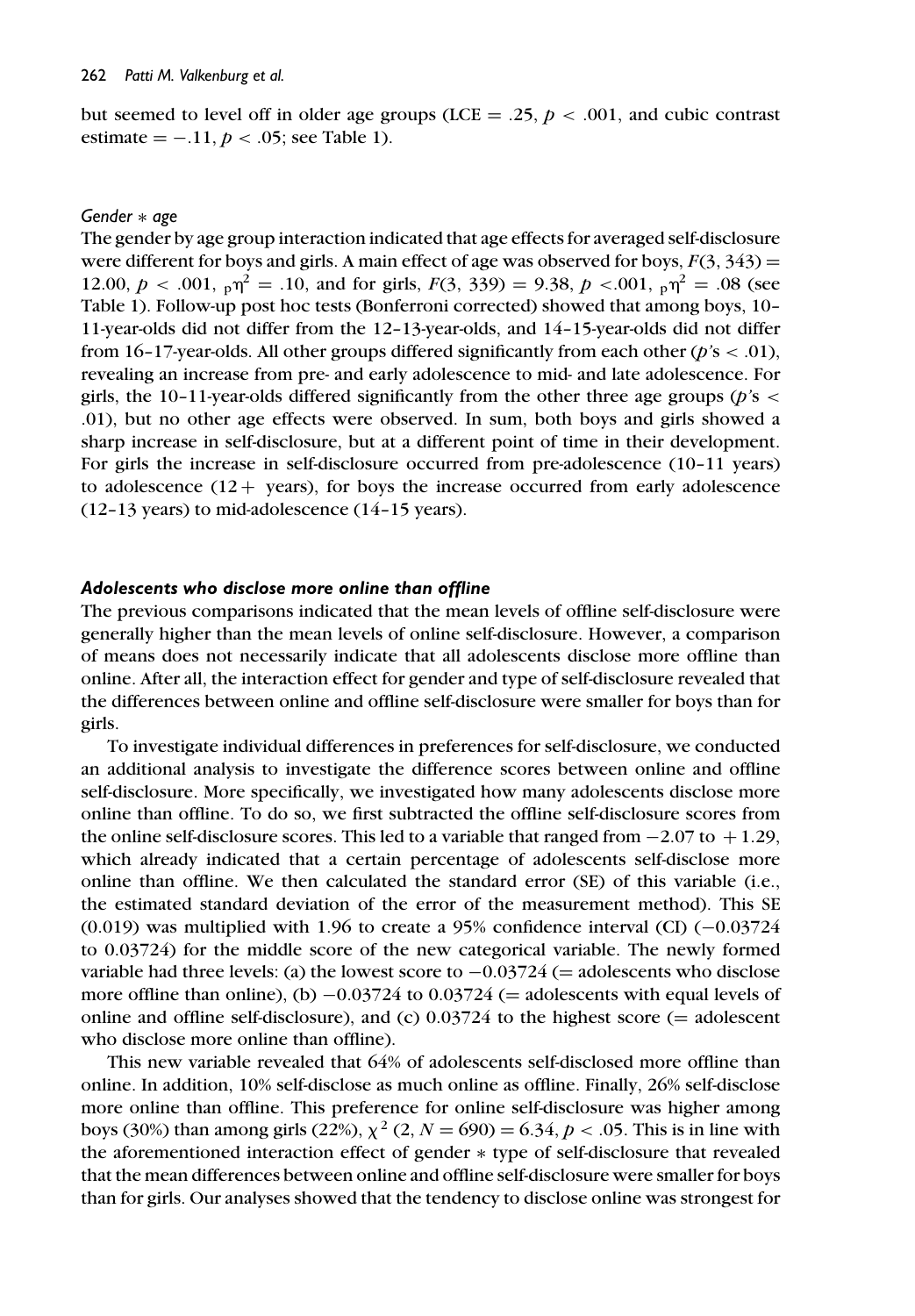but seemed to level off in older age groups (LCE = .25, $p < .001$, and cubic contrast estimate = −.11, $p < .05$; see Table 1).

#### *Gender ∗ age*

The gender by age group interaction indicated that age effects for averaged self-disclosure were different for boys and girls. A main effect of age was observed for boys, $F(3, 343) = 12.00$, $p < .001$, ${}_{p}\eta^2 = .10$, and for girls, $F(3, 339) = 9.38$, $p < .001$, ${}_{p}\eta^2 = .08$ (see Table 1). Follow-up post hoc tests (Bonferroni corrected) showed that among boys, 10–11-year-olds did not differ from the 12–13-year-olds, and 14–15-year-olds did not differ from 16–17-year-olds. All other groups differed significantly from each other ($p$'s < .01), revealing an increase from pre- and early adolescence to mid- and late adolescence. For girls, the 10–11-year-olds differed significantly from the other three age groups ($p$'s < .01), but no other age effects were observed. In sum, both boys and girls showed a sharp increase in self-disclosure, but at a different point of time in their development. For girls the increase in self-disclosure occurred from pre-adolescence (10–11 years) to adolescence (12+ years), for boys the increase occurred from early adolescence (12–13 years) to mid-adolescence (14–15 years).

### ***Adolescents who disclose more online than offline***

The previous comparisons indicated that the mean levels of offline self-disclosure were generally higher than the mean levels of online self-disclosure. However, a comparison of means does not necessarily indicate that all adolescents disclose more offline than online. After all, the interaction effect for gender and type of self-disclosure revealed that the differences between online and offline self-disclosure were smaller for boys than for girls.

To investigate individual differences in preferences for self-disclosure, we conducted an additional analysis to investigate the difference scores between online and offline self-disclosure. More specifically, we investigated how many adolescents disclose more online than offline. To do so, we first subtracted the offline self-disclosure scores from the online self-disclosure scores. This led to a variable that ranged from −2.07 to +1.29, which already indicated that a certain percentage of adolescents self-disclose more online than offline. We then calculated the standard error (SE) of this variable (i.e., the estimated standard deviation of the error of the measurement method). This SE (0.019) was multiplied with 1.96 to create a 95% confidence interval (CI) (−0.03724 to 0.03724) for the middle score of the new categorical variable. The newly formed variable had three levels: (a) the lowest score to −0.03724 (= adolescents who disclose more offline than online), (b) −0.03724 to 0.03724 (= adolescents with equal levels of online and offline self-disclosure), and (c) 0.03724 to the highest score (= adolescent who disclose more online than offline).

This new variable revealed that 64% of adolescents self-disclosed more offline than online. In addition, 10% self-disclose as much online as offline. Finally, 26% self-disclose more online than offline. This preference for online self-disclosure was higher among boys (30%) than among girls (22%), $\chi^2\ (2, N = 690) = 6.34$, $p < .05$. This is in line with the aforementioned interaction effect of gender ∗ type of self-disclosure that revealed that the mean differences between online and offline self-disclosure were smaller for boys than for girls. Our analyses showed that the tendency to disclose online was strongest for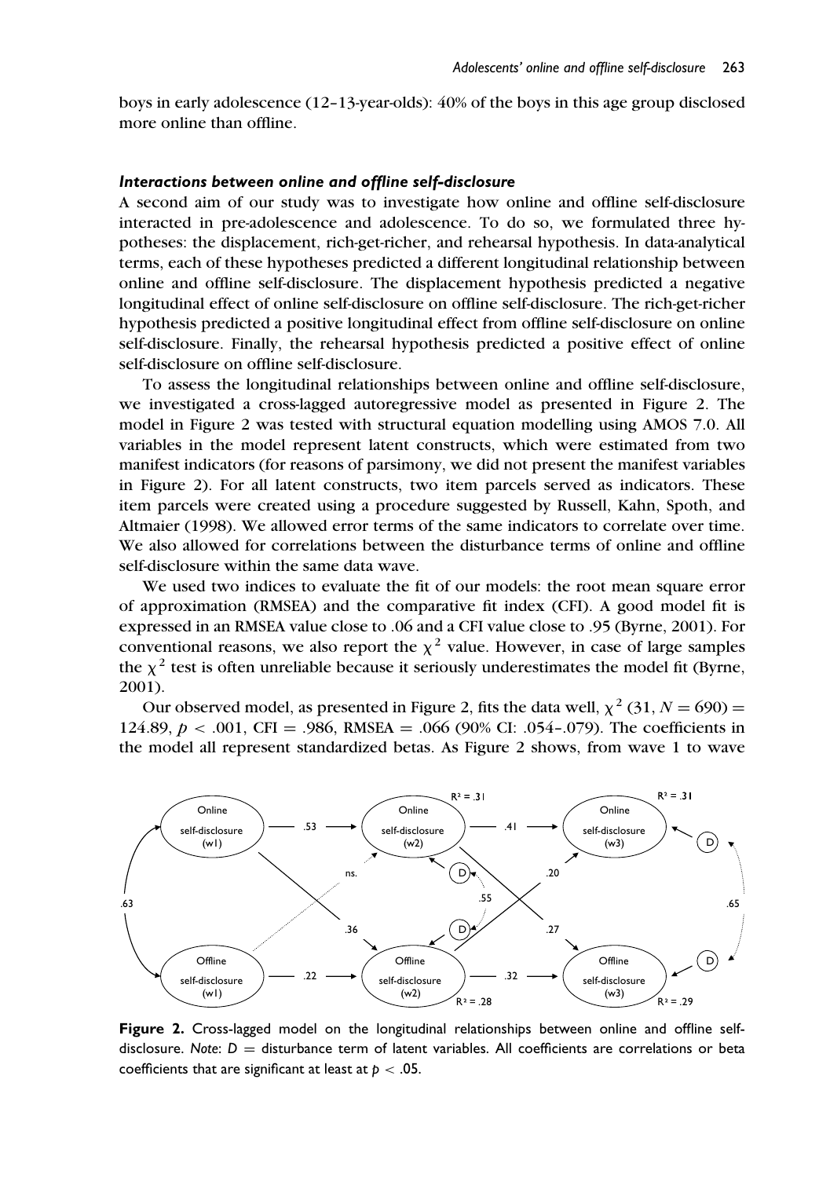boys in early adolescence (12–13-year-olds): 40% of the boys in this age group disclosed more online than offline.

### *Interactions between online and offline self-disclosure*

A second aim of our study was to investigate how online and offline self-disclosure interacted in pre-adolescence and adolescence. To do so, we formulated three hypotheses: the displacement, rich-get-richer, and rehearsal hypothesis. In data-analytical terms, each of these hypotheses predicted a different longitudinal relationship between online and offline self-disclosure. The displacement hypothesis predicted a negative longitudinal effect of online self-disclosure on offline self-disclosure. The rich-get-richer hypothesis predicted a positive longitudinal effect from offline self-disclosure on online self-disclosure. Finally, the rehearsal hypothesis predicted a positive effect of online self-disclosure on offline self-disclosure.

To assess the longitudinal relationships between online and offline self-disclosure, we investigated a cross-lagged autoregressive model as presented in Figure 2. The model in Figure 2 was tested with structural equation modelling using AMOS 7.0. All variables in the model represent latent constructs, which were estimated from two manifest indicators (for reasons of parsimony, we did not present the manifest variables in Figure 2). For all latent constructs, two item parcels served as indicators. These item parcels were created using a procedure suggested by Russell, Kahn, Spoth, and Altmaier (1998). We allowed error terms of the same indicators to correlate over time. We also allowed for correlations between the disturbance terms of online and offline self-disclosure within the same data wave.

We used two indices to evaluate the fit of our models: the root mean square error of approximation (RMSEA) and the comparative fit index (CFI). A good model fit is expressed in an RMSEA value close to .06 and a CFI value close to .95 (Byrne, 2001). For conventional reasons, we also report the $\chi^2$ value. However, in case of large samples the $\chi^2$ test is often unreliable because it seriously underestimates the model fit (Byrne, 2001).

Our observed model, as presented in Figure 2, fits the data well, $\chi^2$ (31, $N = 690$) = 124.89, $p < .001$, CFI = .986, RMSEA = .066 (90% CI: .054–.079). The coefficients in the model all represent standardized betas. As Figure 2 shows, from wave 1 to wave

**Figure 2.** Cross-lagged model on the longitudinal relationships between online and offline self-disclosure. *Note*: $D$ = disturbance term of latent variables. All coefficients are correlations or beta coefficients that are significant at least at $p < .05$.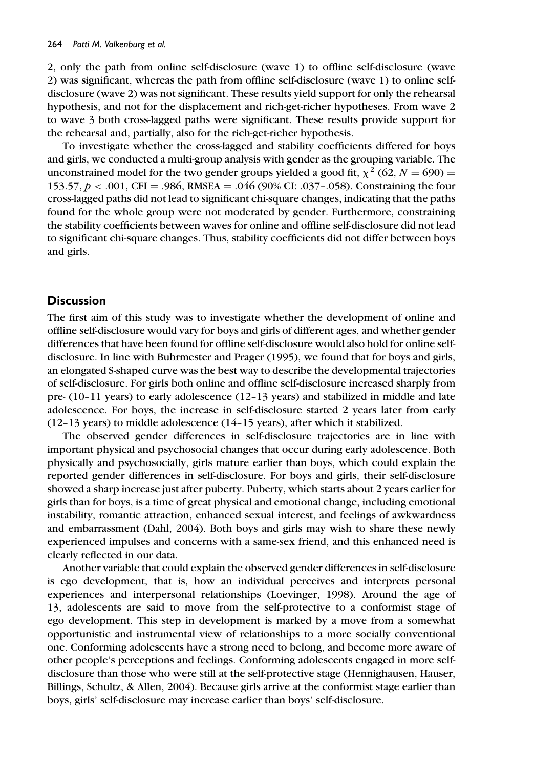2, only the path from online self-disclosure (wave 1) to offline self-disclosure (wave 2) was significant, whereas the path from offline self-disclosure (wave 1) to online self-disclosure (wave 2) was not significant. These results yield support for only the rehearsal hypothesis, and not for the displacement and rich-get-richer hypotheses. From wave 2 to wave 3 both cross-lagged paths were significant. These results provide support for the rehearsal and, partially, also for the rich-get-richer hypothesis.

To investigate whether the cross-lagged and stability coefficients differed for boys and girls, we conducted a multi-group analysis with gender as the grouping variable. The unconstrained model for the two gender groups yielded a good fit, $\chi^2$ (62, $N = 690$) = 153.57, $p < .001$, CFI = .986, RMSEA = .046 (90% CI: .037–.058). Constraining the four cross-lagged paths did not lead to significant chi-square changes, indicating that the paths found for the whole group were not moderated by gender. Furthermore, constraining the stability coefficients between waves for online and offline self-disclosure did not lead to significant chi-square changes. Thus, stability coefficients did not differ between boys and girls.

## Discussion

The first aim of this study was to investigate whether the development of online and offline self-disclosure would vary for boys and girls of different ages, and whether gender differences that have been found for offline self-disclosure would also hold for online self-disclosure. In line with Buhrmester and Prager (1995), we found that for boys and girls, an elongated S-shaped curve was the best way to describe the developmental trajectories of self-disclosure. For girls both online and offline self-disclosure increased sharply from pre- (10–11 years) to early adolescence (12–13 years) and stabilized in middle and late adolescence. For boys, the increase in self-disclosure started 2 years later from early (12–13 years) to middle adolescence (14–15 years), after which it stabilized.

The observed gender differences in self-disclosure trajectories are in line with important physical and psychosocial changes that occur during early adolescence. Both physically and psychosocially, girls mature earlier than boys, which could explain the reported gender differences in self-disclosure. For boys and girls, their self-disclosure showed a sharp increase just after puberty. Puberty, which starts about 2 years earlier for girls than for boys, is a time of great physical and emotional change, including emotional instability, romantic attraction, enhanced sexual interest, and feelings of awkwardness and embarrassment (Dahl, 2004). Both boys and girls may wish to share these newly experienced impulses and concerns with a same-sex friend, and this enhanced need is clearly reflected in our data.

Another variable that could explain the observed gender differences in self-disclosure is ego development, that is, how an individual perceives and interprets personal experiences and interpersonal relationships (Loevinger, 1998). Around the age of 13, adolescents are said to move from the self-protective to a conformist stage of ego development. This step in development is marked by a move from a somewhat opportunistic and instrumental view of relationships to a more socially conventional one. Conforming adolescents have a strong need to belong, and become more aware of other people's perceptions and feelings. Conforming adolescents engaged in more self-disclosure than those who were still at the self-protective stage (Hennighausen, Hauser, Billings, Schultz, & Allen, 2004). Because girls arrive at the conformist stage earlier than boys, girls' self-disclosure may increase earlier than boys' self-disclosure.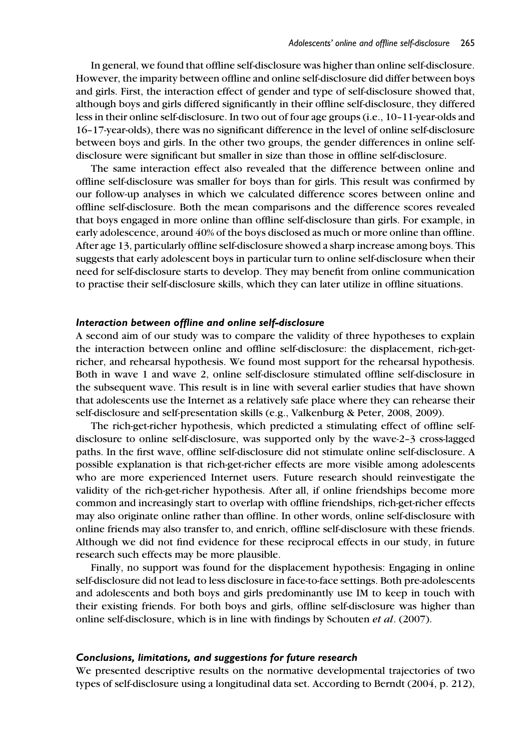In general, we found that offline self-disclosure was higher than online self-disclosure. However, the imparity between offline and online self-disclosure did differ between boys and girls. First, the interaction effect of gender and type of self-disclosure showed that, although boys and girls differed significantly in their offline self-disclosure, they differed less in their online self-disclosure. In two out of four age groups (i.e., 10–11-year-olds and 16–17-year-olds), there was no significant difference in the level of online self-disclosure between boys and girls. In the other two groups, the gender differences in online self-disclosure were significant but smaller in size than those in offline self-disclosure.

The same interaction effect also revealed that the difference between online and offline self-disclosure was smaller for boys than for girls. This result was confirmed by our follow-up analyses in which we calculated difference scores between online and offline self-disclosure. Both the mean comparisons and the difference scores revealed that boys engaged in more online than offline self-disclosure than girls. For example, in early adolescence, around 40% of the boys disclosed as much or more online than offline. After age 13, particularly offline self-disclosure showed a sharp increase among boys. This suggests that early adolescent boys in particular turn to online self-disclosure when their need for self-disclosure starts to develop. They may benefit from online communication to practise their self-disclosure skills, which they can later utilize in offline situations.

### *Interaction between offline and online self-disclosure*

A second aim of our study was to compare the validity of three hypotheses to explain the interaction between online and offline self-disclosure: the displacement, rich-get-richer, and rehearsal hypothesis. We found most support for the rehearsal hypothesis. Both in wave 1 and wave 2, online self-disclosure stimulated offline self-disclosure in the subsequent wave. This result is in line with several earlier studies that have shown that adolescents use the Internet as a relatively safe place where they can rehearse their self-disclosure and self-presentation skills (e.g., Valkenburg & Peter, 2008, 2009).

The rich-get-richer hypothesis, which predicted a stimulating effect of offline self-disclosure to online self-disclosure, was supported only by the wave-2–3 cross-lagged paths. In the first wave, offline self-disclosure did not stimulate online self-disclosure. A possible explanation is that rich-get-richer effects are more visible among adolescents who are more experienced Internet users. Future research should reinvestigate the validity of the rich-get-richer hypothesis. After all, if online friendships become more common and increasingly start to overlap with offline friendships, rich-get-richer effects may also originate online rather than offline. In other words, online self-disclosure with online friends may also transfer to, and enrich, offline self-disclosure with these friends. Although we did not find evidence for these reciprocal effects in our study, in future research such effects may be more plausible.

Finally, no support was found for the displacement hypothesis: Engaging in online self-disclosure did not lead to less disclosure in face-to-face settings. Both pre-adolescents and adolescents and both boys and girls predominantly use IM to keep in touch with their existing friends. For both boys and girls, offline self-disclosure was higher than online self-disclosure, which is in line with findings by Schouten *et al*. (2007).

### *Conclusions, limitations, and suggestions for future research*

We presented descriptive results on the normative developmental trajectories of two types of self-disclosure using a longitudinal data set. According to Berndt (2004, p. 212),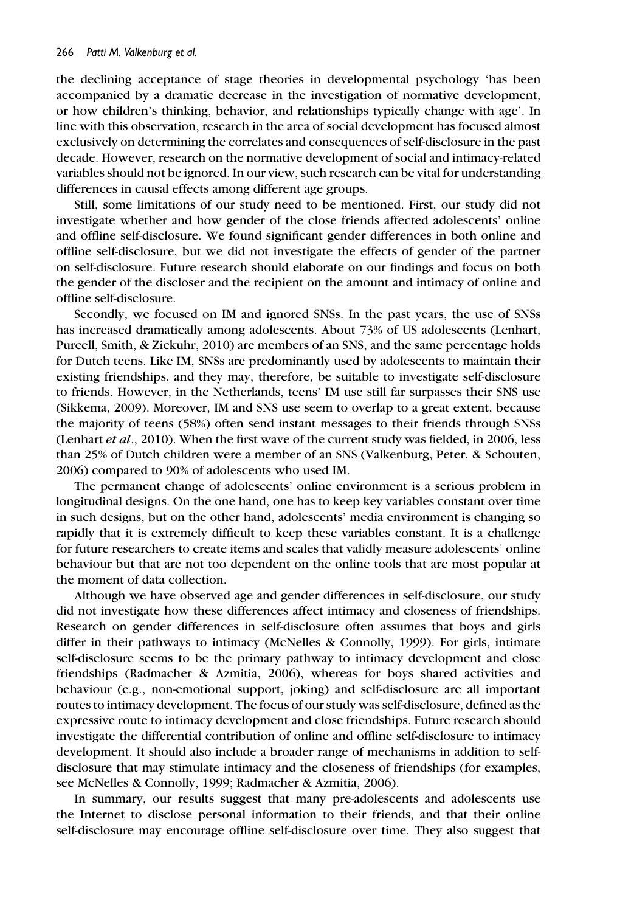the declining acceptance of stage theories in developmental psychology 'has been accompanied by a dramatic decrease in the investigation of normative development, or how children's thinking, behavior, and relationships typically change with age'. In line with this observation, research in the area of social development has focused almost exclusively on determining the correlates and consequences of self-disclosure in the past decade. However, research on the normative development of social and intimacy-related variables should not be ignored. In our view, such research can be vital for understanding differences in causal effects among different age groups.

Still, some limitations of our study need to be mentioned. First, our study did not investigate whether and how gender of the close friends affected adolescents' online and offline self-disclosure. We found significant gender differences in both online and offline self-disclosure, but we did not investigate the effects of gender of the partner on self-disclosure. Future research should elaborate on our findings and focus on both the gender of the discloser and the recipient on the amount and intimacy of online and offline self-disclosure.

Secondly, we focused on IM and ignored SNSs. In the past years, the use of SNSs has increased dramatically among adolescents. About 73% of US adolescents (Lenhart, Purcell, Smith, & Zickuhr, 2010) are members of an SNS, and the same percentage holds for Dutch teens. Like IM, SNSs are predominantly used by adolescents to maintain their existing friendships, and they may, therefore, be suitable to investigate self-disclosure to friends. However, in the Netherlands, teens' IM use still far surpasses their SNS use (Sikkema, 2009). Moreover, IM and SNS use seem to overlap to a great extent, because the majority of teens (58%) often send instant messages to their friends through SNSs (Lenhart *et al*., 2010). When the first wave of the current study was fielded, in 2006, less than 25% of Dutch children were a member of an SNS (Valkenburg, Peter, & Schouten, 2006) compared to 90% of adolescents who used IM.

The permanent change of adolescents' online environment is a serious problem in longitudinal designs. On the one hand, one has to keep key variables constant over time in such designs, but on the other hand, adolescents' media environment is changing so rapidly that it is extremely difficult to keep these variables constant. It is a challenge for future researchers to create items and scales that validly measure adolescents' online behaviour but that are not too dependent on the online tools that are most popular at the moment of data collection.

Although we have observed age and gender differences in self-disclosure, our study did not investigate how these differences affect intimacy and closeness of friendships. Research on gender differences in self-disclosure often assumes that boys and girls differ in their pathways to intimacy (McNelles & Connolly, 1999). For girls, intimate self-disclosure seems to be the primary pathway to intimacy development and close friendships (Radmacher & Azmitia, 2006), whereas for boys shared activities and behaviour (e.g., non-emotional support, joking) and self-disclosure are all important routes to intimacy development. The focus of our study was self-disclosure, defined as the expressive route to intimacy development and close friendships. Future research should investigate the differential contribution of online and offline self-disclosure to intimacy development. It should also include a broader range of mechanisms in addition to self-disclosure that may stimulate intimacy and the closeness of friendships (for examples, see McNelles & Connolly, 1999; Radmacher & Azmitia, 2006).

In summary, our results suggest that many pre-adolescents and adolescents use the Internet to disclose personal information to their friends, and that their online self-disclosure may encourage offline self-disclosure over time. They also suggest that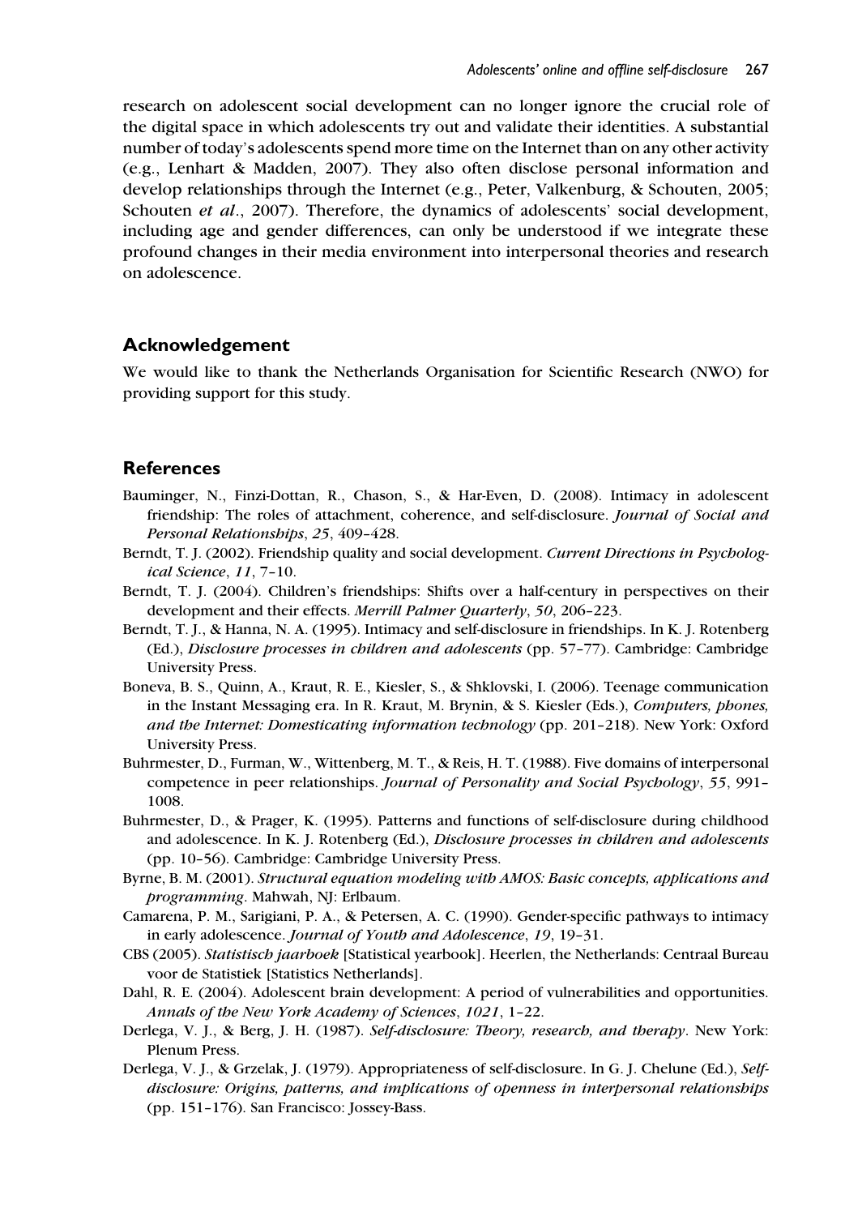research on adolescent social development can no longer ignore the crucial role of the digital space in which adolescents try out and validate their identities. A substantial number of today's adolescents spend more time on the Internet than on any other activity (e.g., Lenhart & Madden, 2007). They also often disclose personal information and develop relationships through the Internet (e.g., Peter, Valkenburg, & Schouten, 2005; Schouten *et al*., 2007). Therefore, the dynamics of adolescents' social development, including age and gender differences, can only be understood if we integrate these profound changes in their media environment into interpersonal theories and research on adolescence.

## Acknowledgement

We would like to thank the Netherlands Organisation for Scientific Research (NWO) for providing support for this study.

## References

Bauminger, N., Finzi-Dottan, R., Chason, S., & Har-Even, D. (2008). Intimacy in adolescent friendship: The roles of attachment, coherence, and self-disclosure. *Journal of Social and Personal Relationships*, *25*, 409–428.

Berndt, T. J. (2002). Friendship quality and social development. *Current Directions in Psychological Science*, *11*, 7–10.

Berndt, T. J. (2004). Children's friendships: Shifts over a half-century in perspectives on their development and their effects. *Merrill Palmer Quarterly*, *50*, 206–223.

Berndt, T. J., & Hanna, N. A. (1995). Intimacy and self-disclosure in friendships. In K. J. Rotenberg (Ed.), *Disclosure processes in children and adolescents* (pp. 57–77). Cambridge: Cambridge University Press.

Boneva, B. S., Quinn, A., Kraut, R. E., Kiesler, S., & Shklovski, I. (2006). Teenage communication in the Instant Messaging era. In R. Kraut, M. Brynin, & S. Kiesler (Eds.), *Computers, phones, and the Internet: Domesticating information technology* (pp. 201–218). New York: Oxford University Press.

Buhrmester, D., Furman, W., Wittenberg, M. T., & Reis, H. T. (1988). Five domains of interpersonal competence in peer relationships. *Journal of Personality and Social Psychology*, *55*, 991–1008.

Buhrmester, D., & Prager, K. (1995). Patterns and functions of self-disclosure during childhood and adolescence. In K. J. Rotenberg (Ed.), *Disclosure processes in children and adolescents* (pp. 10–56). Cambridge: Cambridge University Press.

Byrne, B. M. (2001). *Structural equation modeling with AMOS: Basic concepts, applications and programming*. Mahwah, NJ: Erlbaum.

Camarena, P. M., Sarigiani, P. A., & Petersen, A. C. (1990). Gender-specific pathways to intimacy in early adolescence. *Journal of Youth and Adolescence*, *19*, 19–31.

CBS (2005). *Statistisch jaarboek* [Statistical yearbook]. Heerlen, the Netherlands: Centraal Bureau voor de Statistiek [Statistics Netherlands].

Dahl, R. E. (2004). Adolescent brain development: A period of vulnerabilities and opportunities. *Annals of the New York Academy of Sciences*, *1021*, 1–22.

Derlega, V. J., & Berg, J. H. (1987). *Self-disclosure: Theory, research, and therapy*. New York: Plenum Press.

Derlega, V. J., & Grzelak, J. (1979). Appropriateness of self-disclosure. In G. J. Chelune (Ed.), *Self-disclosure: Origins, patterns, and implications of openness in interpersonal relationships* (pp. 151–176). San Francisco: Jossey-Bass.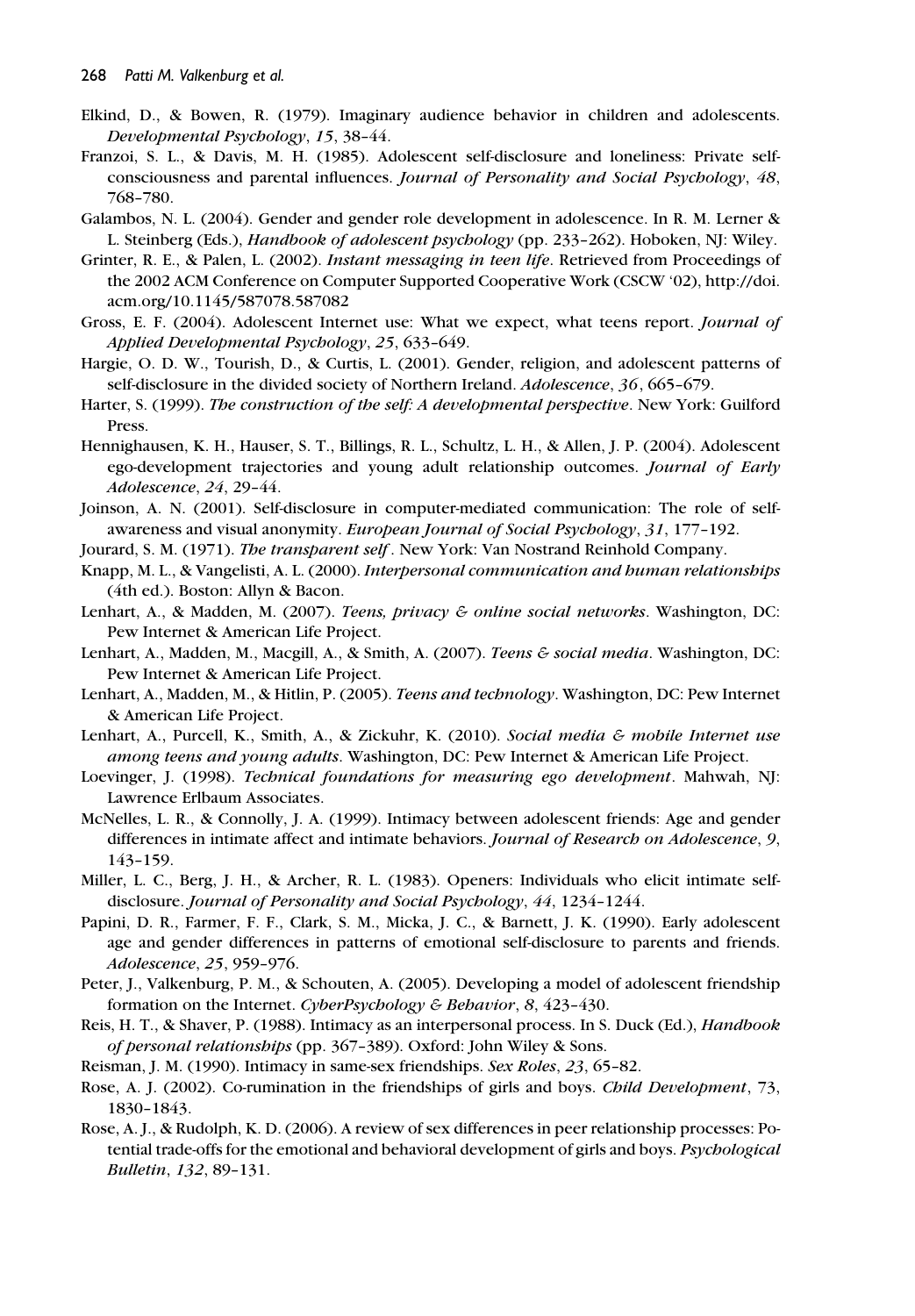Elkind, D., & Bowen, R. (1979). Imaginary audience behavior in children and adolescents. *Developmental Psychology*, *15*, 38–44.

Franzoi, S. L., & Davis, M. H. (1985). Adolescent self-disclosure and loneliness: Private self-consciousness and parental influences. *Journal of Personality and Social Psychology*, *48*, 768–780.

Galambos, N. L. (2004). Gender and gender role development in adolescence. In R. M. Lerner & L. Steinberg (Eds.), *Handbook of adolescent psychology* (pp. 233–262). Hoboken, NJ: Wiley.

Grinter, R. E., & Palen, L. (2002). *Instant messaging in teen life*. Retrieved from Proceedings of the 2002 ACM Conference on Computer Supported Cooperative Work (CSCW '02), http://doi.acm.org/10.1145/587078.587082

Gross, E. F. (2004). Adolescent Internet use: What we expect, what teens report. *Journal of Applied Developmental Psychology*, *25*, 633–649.

Hargie, O. D. W., Tourish, D., & Curtis, L. (2001). Gender, religion, and adolescent patterns of self-disclosure in the divided society of Northern Ireland. *Adolescence*, *36*, 665–679.

Harter, S. (1999). *The construction of the self: A developmental perspective*. New York: Guilford Press.

Hennighausen, K. H., Hauser, S. T., Billings, R. L., Schultz, L. H., & Allen, J. P. (2004). Adolescent ego-development trajectories and young adult relationship outcomes. *Journal of Early Adolescence*, *24*, 29–44.

Joinson, A. N. (2001). Self-disclosure in computer-mediated communication: The role of self-awareness and visual anonymity. *European Journal of Social Psychology*, *31*, 177–192.

Jourard, S. M. (1971). *The transparent self*. New York: Van Nostrand Reinhold Company.

Knapp, M. L., & Vangelisti, A. L. (2000). *Interpersonal communication and human relationships* (4th ed.). Boston: Allyn & Bacon.

Lenhart, A., & Madden, M. (2007). *Teens, privacy & online social networks*. Washington, DC: Pew Internet & American Life Project.

Lenhart, A., Madden, M., Macgill, A., & Smith, A. (2007). *Teens & social media*. Washington, DC: Pew Internet & American Life Project.

Lenhart, A., Madden, M., & Hitlin, P. (2005). *Teens and technology*. Washington, DC: Pew Internet & American Life Project.

Lenhart, A., Purcell, K., Smith, A., & Zickuhr, K. (2010). *Social media & mobile Internet use among teens and young adults*. Washington, DC: Pew Internet & American Life Project.

Loevinger, J. (1998). *Technical foundations for measuring ego development*. Mahwah, NJ: Lawrence Erlbaum Associates.

McNelles, L. R., & Connolly, J. A. (1999). Intimacy between adolescent friends: Age and gender differences in intimate affect and intimate behaviors. *Journal of Research on Adolescence*, *9*, 143–159.

Miller, L. C., Berg, J. H., & Archer, R. L. (1983). Openers: Individuals who elicit intimate self-disclosure. *Journal of Personality and Social Psychology*, *44*, 1234–1244.

Papini, D. R., Farmer, F. F., Clark, S. M., Micka, J. C., & Barnett, J. K. (1990). Early adolescent age and gender differences in patterns of emotional self-disclosure to parents and friends. *Adolescence*, *25*, 959–976.

Peter, J., Valkenburg, P. M., & Schouten, A. (2005). Developing a model of adolescent friendship formation on the Internet. *CyberPsychology & Behavior*, *8*, 423–430.

Reis, H. T., & Shaver, P. (1988). Intimacy as an interpersonal process. In S. Duck (Ed.), *Handbook of personal relationships* (pp. 367–389). Oxford: John Wiley & Sons.

Reisman, J. M. (1990). Intimacy in same-sex friendships. *Sex Roles*, *23*, 65–82.

Rose, A. J. (2002). Co-rumination in the friendships of girls and boys. *Child Development*, *73*, 1830–1843.

Rose, A. J., & Rudolph, K. D. (2006). A review of sex differences in peer relationship processes: Potential trade-offs for the emotional and behavioral development of girls and boys. *Psychological Bulletin*, *132*, 89–131.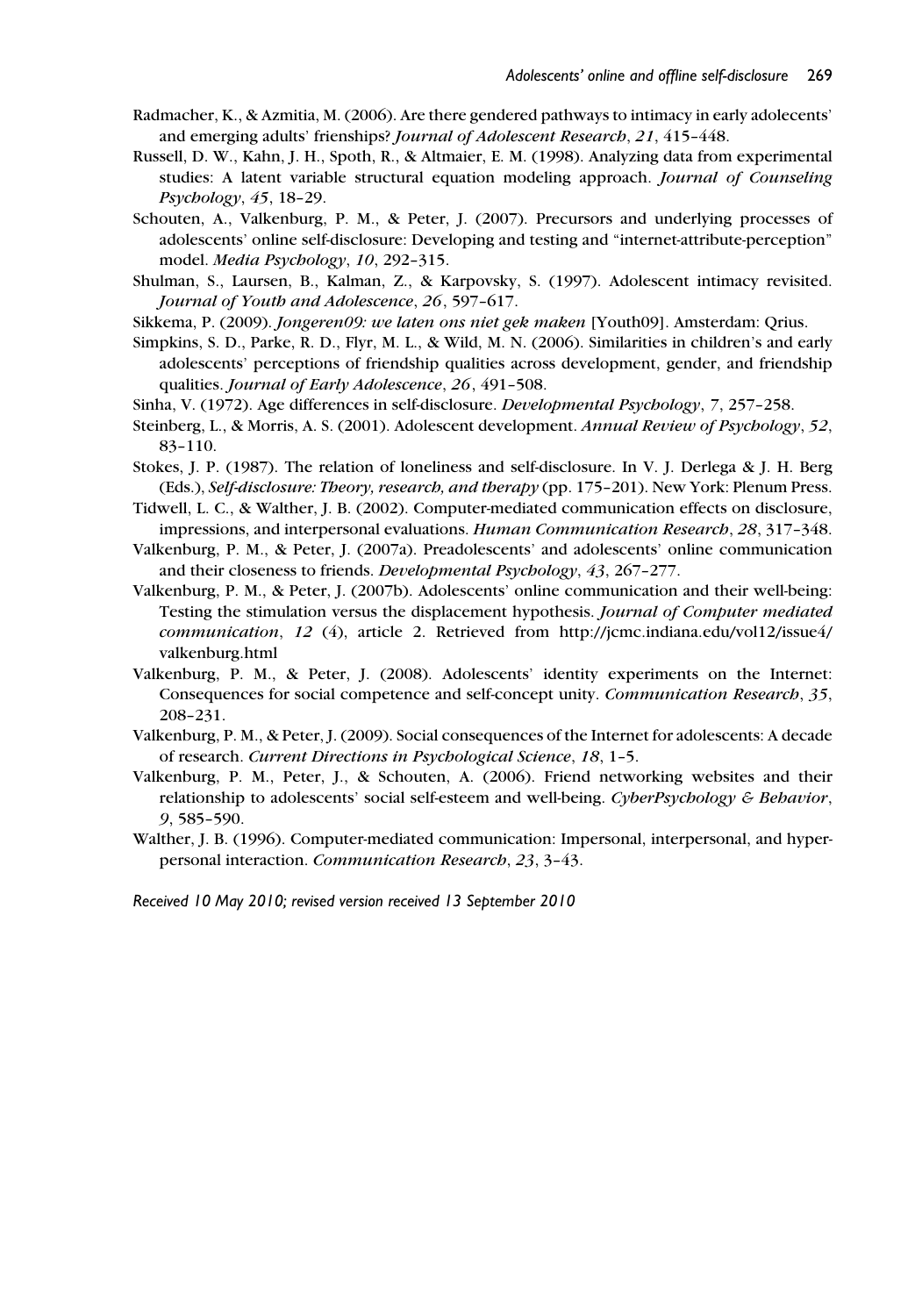Radmacher, K., & Azmitia, M. (2006). Are there gendered pathways to intimacy in early adolecents' and emerging adults' frienships? *Journal of Adolescent Research*, *21*, 415–448.

Russell, D. W., Kahn, J. H., Spoth, R., & Altmaier, E. M. (1998). Analyzing data from experimental studies: A latent variable structural equation modeling approach. *Journal of Counseling Psychology*, *45*, 18–29.

Schouten, A., Valkenburg, P. M., & Peter, J. (2007). Precursors and underlying processes of adolescents' online self-disclosure: Developing and testing and "internet-attribute-perception" model. *Media Psychology*, *10*, 292–315.

Shulman, S., Laursen, B., Kalman, Z., & Karpovsky, S. (1997). Adolescent intimacy revisited. *Journal of Youth and Adolescence*, *26*, 597–617.

Sikkema, P. (2009). *Jongeren09: we laten ons niet gek maken* [Youth09]. Amsterdam: Qrius.

Simpkins, S. D., Parke, R. D., Flyr, M. L., & Wild, M. N. (2006). Similarities in children's and early adolescents' perceptions of friendship qualities across development, gender, and friendship qualities. *Journal of Early Adolescence*, *26*, 491–508.

Sinha, V. (1972). Age differences in self-disclosure. *Developmental Psychology*, *7*, 257–258.

Steinberg, L., & Morris, A. S. (2001). Adolescent development. *Annual Review of Psychology*, *52*, 83–110.

Stokes, J. P. (1987). The relation of loneliness and self-disclosure. In V. J. Derlega & J. H. Berg (Eds.), *Self-disclosure: Theory, research, and therapy* (pp. 175–201). New York: Plenum Press.

Tidwell, L. C., & Walther, J. B. (2002). Computer-mediated communication effects on disclosure, impressions, and interpersonal evaluations. *Human Communication Research*, *28*, 317–348.

Valkenburg, P. M., & Peter, J. (2007a). Preadolescents' and adolescents' online communication and their closeness to friends. *Developmental Psychology*, *43*, 267–277.

Valkenburg, P. M., & Peter, J. (2007b). Adolescents' online communication and their well-being: Testing the stimulation versus the displacement hypothesis. *Journal of Computer mediated communication*, *12* (4), article 2. Retrieved from http://jcmc.indiana.edu/vol12/issue4/valkenburg.html

Valkenburg, P. M., & Peter, J. (2008). Adolescents' identity experiments on the Internet: Consequences for social competence and self-concept unity. *Communication Research*, *35*, 208–231.

Valkenburg, P. M., & Peter, J. (2009). Social consequences of the Internet for adolescents: A decade of research. *Current Directions in Psychological Science*, *18*, 1–5.

Valkenburg, P. M., Peter, J., & Schouten, A. (2006). Friend networking websites and their relationship to adolescents' social self-esteem and well-being. *CyberPsychology & Behavior*, *9*, 585–590.

Walther, J. B. (1996). Computer-mediated communication: Impersonal, interpersonal, and hyperpersonal interaction. *Communication Research*, *23*, 3–43.

*Received 10 May 2010; revised version received 13 September 2010*